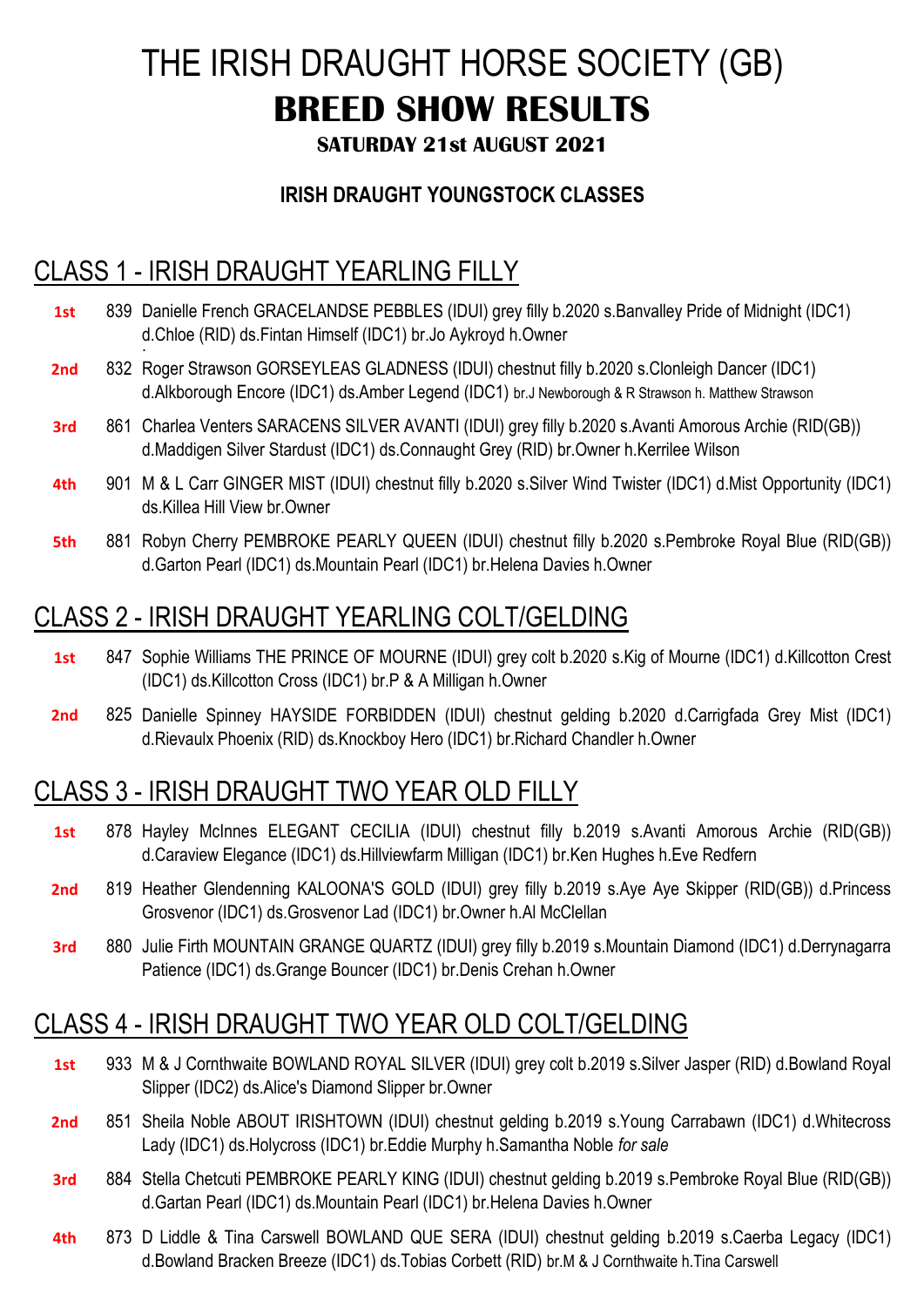# THE IRISH DRAUGHT HORSE SOCIETY (GB)

# BREED SHOW RESULTS

**SATURDAY 21st AUGUST 2021**

### IRISH DRAUGHT YOUNGSTOCK CLASSES

## CLASS 1 - IRISH DRAUGHT YEARLING FILLY

**1st** 839 Danielle French GRACELANDSE PEBBLES (IDUI) grey filly b.2020 s.Banvalley Pride of Midnight (IDC1) d.Chloe (RID) ds.Fintan Himself (IDC1) br.Jo Aykroyd h.Owner

**2nd** 832 Roger Strawson GORSEYLEAS GLADNESS (IDUI) chestnut filly b.2020 s.Clonleigh Dancer (IDC1) d.Alkborough Encore (IDC1) ds.Amber Legend (IDC1) br.J Newborough & R Strawson h. Matthew Strawson

**3rd** 861 Charlea Venters SARACENS SILVER AVANTI (IDUI) grey filly b.2020 s.Avanti Amorous Archie (RID(GB)) d.Maddigen Silver Stardust (IDC1) ds.Connaught Grey (RID) br.Owner h.Kerrilee Wilson

**4th** 901 M & L Carr GINGER MIST (IDUI) chestnut filly b.2020 s.Silver Wind Twister (IDC1) d.Mist Opportunity (IDC1) ds.Killea Hill View br.Owner

**5th** 881 Robyn Cherry PEMBROKE PEARLY QUEEN (IDUI) chestnut filly b.2020 s.Pembroke Royal Blue (RID(GB)) d.Garton Pearl (IDC1) ds.Mountain Pearl (IDC1) br.Helena Davies h.Owner

## CLASS 2 - IRISH DRAUGHT YEARLING COLT/GELDING

**1st** 847 Sophie Williams THE PRINCE OF MOURNE (IDUI) grey colt b.2020 s.Kig of Mourne (IDC1) d.Killcotton Crest (IDC1) ds.Killcotton Cross (IDC1) br.P & A Milligan h.Owner

**2nd** 825 Danielle Spinney HAYSIDE FORBIDDEN (IDUI) chestnut gelding b.2020 d.Carrigfada Grey Mist (IDC1) d.Rievaulx Phoenix (RID) ds.Knockboy Hero (IDC1) br.Richard Chandler h.Owner

## CLASS 3 - IRISH DRAUGHT TWO YEAR OLD FILLY

**1st** 878 Hayley McInnes ELEGANT CECILIA (IDUI) chestnut filly b.2019 s.Avanti Amorous Archie (RID(GB)) d.Caraview Elegance (IDC1) ds.Hillviewfarm Milligan (IDC1) br.Ken Hughes h.Eve Redfern

**2nd** 819 Heather Glendenning KALOONA'S GOLD (IDUI) grey filly b.2019 s.Aye Aye Skipper (RID(GB)) d.Princess Grosvenor (IDC1) ds.Grosvenor Lad (IDC1) br.Owner h.Al McClellan

**3rd** 880 Julie Firth MOUNTAIN GRANGE QUARTZ (IDUI) grey filly b.2019 s.Mountain Diamond (IDC1) d.Derrynagarra Patience (IDC1) ds.Grange Bouncer (IDC1) br.Denis Crehan h.Owner

## CLASS 4 - IRISH DRAUGHT TWO YEAR OLD COLT/GELDING

**1st** 933 M & J Cornthwaite BOWLAND ROYAL SILVER (IDUI) grey colt b.2019 s.Silver Jasper (RID) d.Bowland Royal Slipper (IDC2) ds.Alice's Diamond Slipper br.Owner

**2nd** 851 Sheila Noble ABOUT IRISHTOWN (IDUI) chestnut gelding b.2019 s.Young Carrabawn (IDC1) d.Whitecross Lady (IDC1) ds.Holycross (IDC1) br.Eddie Murphy h.Samantha Noble *for sale*

**3rd** 884 Stella Chetcuti PEMBROKE PEARLY KING (IDUI) chestnut gelding b.2019 s.Pembroke Royal Blue (RID(GB)) d.Gartan Pearl (IDC1) ds.Mountain Pearl (IDC1) br.Helena Davies h.Owner

**4th** 873 D Liddle & Tina Carswell BOWLAND QUE SERA (IDUI) chestnut gelding b.2019 s.Caerba Legacy (IDC1) d.Bowland Bracken Breeze (IDC1) ds.Tobias Corbett (RID) br.M & J Cornthwaite h.Tina Carswell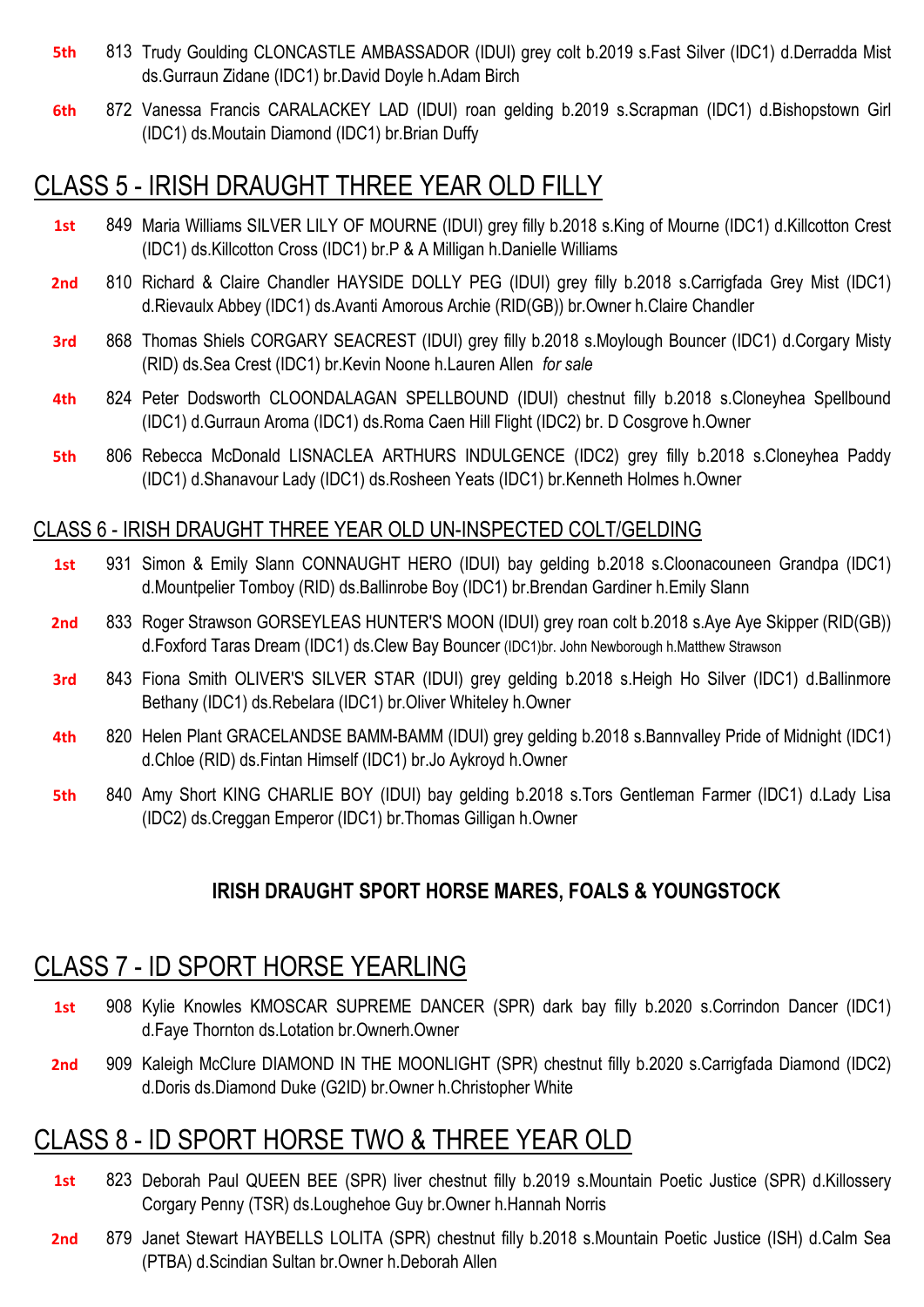**5th** 813 Trudy Goulding CLONCASTLE AMBASSADOR (IDUI) grey colt b.2019 s.Fast Silver (IDC1) d.Derradda Mist ds.Gurraun Zidane (IDC1) br.David Doyle h.Adam Birch

**6th** 872 Vanessa Francis CARALACKEY LAD (IDUI) roan gelding b.2019 s.Scrapman (IDC1) d.Bishopstown Girl (IDC1) ds.Moutain Diamond (IDC1) br.Brian Duffy

## CLASS 5 - IRISH DRAUGHT THREE YEAR OLD FILLY

**1st** 849 Maria Williams SILVER LILY OF MOURNE (IDUI) grey filly b.2018 s.King of Mourne (IDC1) d.Killcotton Crest (IDC1) ds.Killcotton Cross (IDC1) br.P & A Milligan h.Danielle Williams

**2nd** 810 Richard & Claire Chandler HAYSIDE DOLLY PEG (IDUI) grey filly b.2018 s.Carrigfada Grey Mist (IDC1) d.Rievaulx Abbey (IDC1) ds.Avanti Amorous Archie (RID(GB)) br.Owner h.Claire Chandler

**3rd** 868 Thomas Shiels CORGARY SEACREST (IDUI) grey filly b.2018 s.Moylough Bouncer (IDC1) d.Corgary Misty (RID) ds.Sea Crest (IDC1) br.Kevin Noone h.Lauren Allen *for sale*

**4th** 824 Peter Dodsworth CLOONDALAGAN SPELLBOUND (IDUI) chestnut filly b.2018 s.Cloneyhea Spellbound (IDC1) d.Gurraun Aroma (IDC1) ds.Roma Caen Hill Flight (IDC2) br. D Cosgrove h.Owner

**5th** 806 Rebecca McDonald LISNACLEA ARTHURS INDULGENCE (IDC2) grey filly b.2018 s.Cloneyhea Paddy (IDC1) d.Shanavour Lady (IDC1) ds.Rosheen Yeats (IDC1) br.Kenneth Holmes h.Owner

### CLASS 6 - IRISH DRAUGHT THREE YEAR OLD UN-INSPECTED COLT/GELDING

**1st** 931 Simon & Emily Slann CONNAUGHT HERO (IDUI) bay gelding b.2018 s.Cloonacouneen Grandpa (IDC1) d.Mountpelier Tomboy (RID) ds.Ballinrobe Boy (IDC1) br.Brendan Gardiner h.Emily Slann

**2nd** 833 Roger Strawson GORSEYLEAS HUNTER'S MOON (IDUI) grey roan colt b.2018 s.Aye Aye Skipper (RID(GB)) d.Foxford Taras Dream (IDC1) ds.Clew Bay Bouncer (IDC1)br. John Newborough h.Matthew Strawson

**3rd** 843 Fiona Smith OLIVER'S SILVER STAR (IDUI) grey gelding b.2018 s.Heigh Ho Silver (IDC1) d.Ballinmore Bethany (IDC1) ds.Rebelara (IDC1) br.Oliver Whiteley h.Owner

**4th** 820 Helen Plant GRACELANDSE BAMM-BAMM (IDUI) grey gelding b.2018 s.Bannvalley Pride of Midnight (IDC1) d.Chloe (RID) ds.Fintan Himself (IDC1) br.Jo Aykroyd h.Owner

**5th** 840 Amy Short KING CHARLIE BOY (IDUI) bay gelding b.2018 s.Tors Gentleman Farmer (IDC1) d.Lady Lisa (IDC2) ds.Creggan Emperor (IDC1) br.Thomas Gilligan h.Owner

**IRISH DRAUGHT SPORT HORSE MARES, FOALS & YOUNGSTOCK**

## CLASS 7 - ID SPORT HORSE YEARLING

**1st** 908 Kylie Knowles KMOSCAR SUPREME DANCER (SPR) dark bay filly b.2020 s.Corrindon Dancer (IDC1) d.Faye Thornton ds.Lotation br.Ownerh.Owner

**2nd** 909 Kaleigh McClure DIAMOND IN THE MOONLIGHT (SPR) chestnut filly b.2020 s.Carrigfada Diamond (IDC2) d.Doris ds.Diamond Duke (G2ID) br.Owner h.Christopher White

## CLASS 8 - ID SPORT HORSE TWO & THREE YEAR OLD

**1st** 823 Deborah Paul QUEEN BEE (SPR) liver chestnut filly b.2019 s.Mountain Poetic Justice (SPR) d.Killossery Corgary Penny (TSR) ds.Loughehoe Guy br.Owner h.Hannah Norris

**2nd** 879 Janet Stewart HAYBELLS LOLITA (SPR) chestnut filly b.2018 s.Mountain Poetic Justice (ISH) d.Calm Sea (PTBA) d.Scindian Sultan br.Owner h.Deborah Allen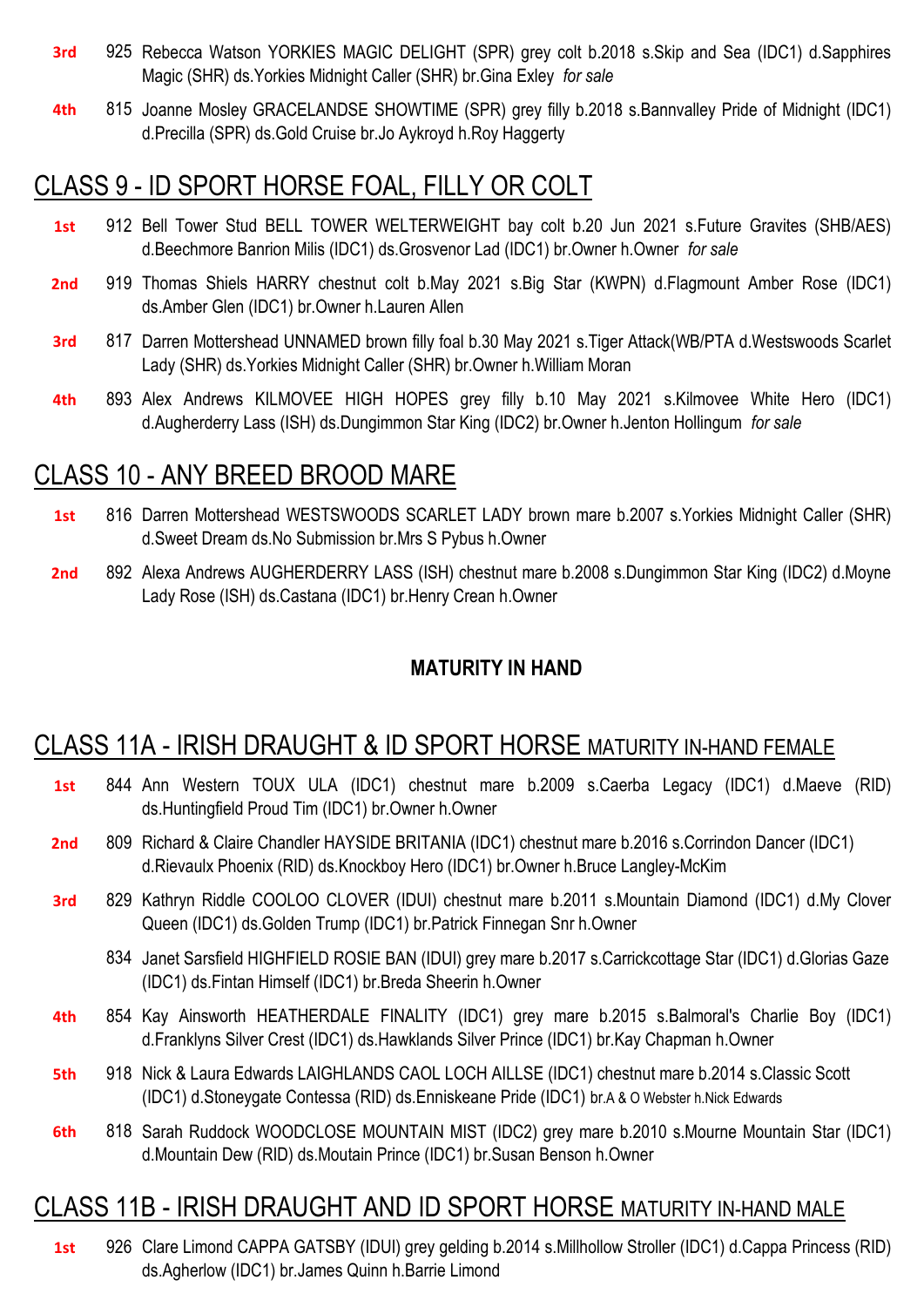**3rd** 925 Rebecca Watson YORKIES MAGIC DELIGHT (SPR) grey colt b.2018 s.Skip and Sea (IDC1) d.Sapphires Magic (SHR) ds.Yorkies Midnight Caller (SHR) br.Gina Exley *for sale*

**4th** 815 Joanne Mosley GRACELANDSE SHOWTIME (SPR) grey filly b.2018 s.Bannvalley Pride of Midnight (IDC1) d.Precilla (SPR) ds.Gold Cruise br.Jo Aykroyd h.Roy Haggerty

## CLASS 9 - ID SPORT HORSE FOAL, FILLY OR COLT

**1st** 912 Bell Tower Stud BELL TOWER WELTERWEIGHT bay colt b.20 Jun 2021 s.Future Gravites (SHB/AES) d.Beechmore Banrion Milis (IDC1) ds.Grosvenor Lad (IDC1) br.Owner h.Owner *for sale*

**2nd** 919 Thomas Shiels HARRY chestnut colt b.May 2021 s.Big Star (KWPN) d.Flagmount Amber Rose (IDC1) ds.Amber Glen (IDC1) br.Owner h.Lauren Allen

**3rd** 817 Darren Mottershead UNNAMED brown filly foal b.30 May 2021 s.Tiger Attack(WB/PTA d.Westswoods Scarlet Lady (SHR) ds.Yorkies Midnight Caller (SHR) br.Owner h.William Moran

**4th** 893 Alex Andrews KILMOVEE HIGH HOPES grey filly b.10 May 2021 s.Kilmovee White Hero (IDC1) d.Augherderry Lass (ISH) ds.Dungimmon Star King (IDC2) br.Owner h.Jenton Hollingum *for sale*

## CLASS 10 - ANY BREED BROOD MARE

**1st** 816 Darren Mottershead WESTSWOODS SCARLET LADY brown mare b.2007 s.Yorkies Midnight Caller (SHR) d.Sweet Dream ds.No Submission br.Mrs S Pybus h.Owner

**2nd** 892 Alexa Andrews AUGHERDERRY LASS (ISH) chestnut mare b.2008 s.Dungimmon Star King (IDC2) d.Moyne Lady Rose (ISH) ds.Castana (IDC1) br.Henry Crean h.Owner

**MATURITY IN HAND**

## CLASS 11A - IRISH DRAUGHT & ID SPORT HORSE MATURITY IN-HAND FEMALE

**1st** 844 Ann Western TOUX ULA (IDC1) chestnut mare b.2009 s.Caerba Legacy (IDC1) d.Maeve (RID) ds.Huntingfield Proud Tim (IDC1) br.Owner h.Owner

**2nd** 809 Richard & Claire Chandler HAYSIDE BRITANIA (IDC1) chestnut mare b.2016 s.Corrindon Dancer (IDC1) d.Rievaulx Phoenix (RID) ds.Knockboy Hero (IDC1) br.Owner h.Bruce Langley-McKim

**3rd** 829 Kathryn Riddle COOLOO CLOVER (IDUI) chestnut mare b.2011 s.Mountain Diamond (IDC1) d.My Clover Queen (IDC1) ds.Golden Trump (IDC1) br.Patrick Finnegan Snr h.Owner

834 Janet Sarsfield HIGHFIELD ROSIE BAN (IDUI) grey mare b.2017 s.Carrickcottage Star (IDC1) d.Glorias Gaze (IDC1) ds.Fintan Himself (IDC1) br.Breda Sheerin h.Owner

**4th** 854 Kay Ainsworth HEATHERDALE FINALITY (IDC1) grey mare b.2015 s.Balmoral's Charlie Boy (IDC1) d.Franklyns Silver Crest (IDC1) ds.Hawklands Silver Prince (IDC1) br.Kay Chapman h.Owner

**5th** 918 Nick & Laura Edwards LAIGHLANDS CAOL LOCH AILLSE (IDC1) chestnut mare b.2014 s.Classic Scott (IDC1) d.Stoneygate Contessa (RID) ds.Enniskeane Pride (IDC1) br.A & O Webster h.Nick Edwards

**6th** 818 Sarah Ruddock WOODCLOSE MOUNTAIN MIST (IDC2) grey mare b.2010 s.Mourne Mountain Star (IDC1) d.Mountain Dew (RID) ds.Moutain Prince (IDC1) br.Susan Benson h.Owner

## CLASS 11B - IRISH DRAUGHT AND ID SPORT HORSE MATURITY IN-HAND MALE

**1st** 926 Clare Limond CAPPA GATSBY (IDUI) grey gelding b.2014 s.Millhollow Stroller (IDC1) d.Cappa Princess (RID) ds.Agherlow (IDC1) br.James Quinn h.Barrie Limond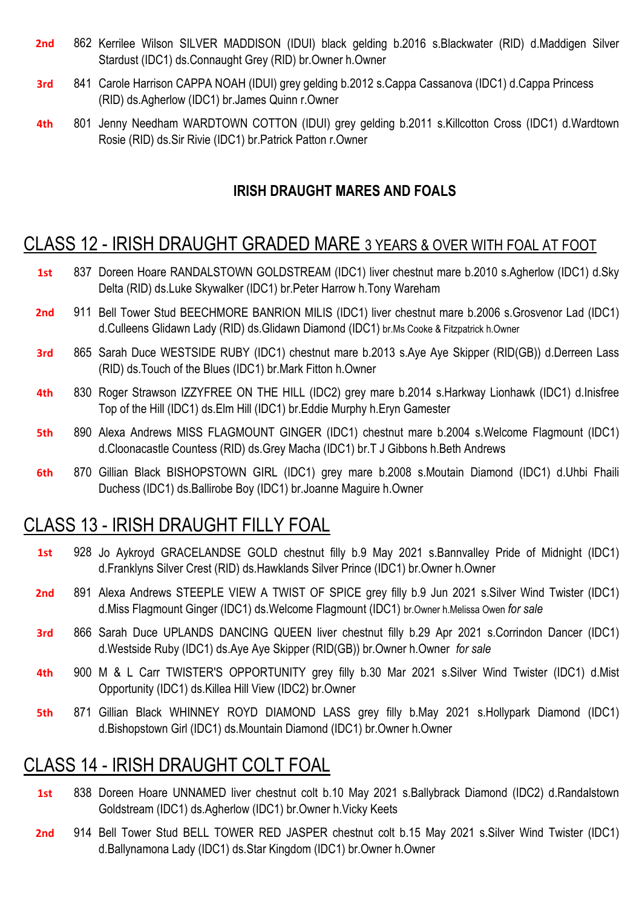**2nd** 862 Kerrilee Wilson SILVER MADDISON (IDUI) black gelding b.2016 s.Blackwater (RID) d.Maddigen Silver Stardust (IDC1) ds.Connaught Grey (RID) br.Owner h.Owner

**3rd** 841 Carole Harrison CAPPA NOAH (IDUI) grey gelding b.2012 s.Cappa Cassanova (IDC1) d.Cappa Princess (RID) ds.Agherlow (IDC1) br.James Quinn r.Owner

**4th** 801 Jenny Needham WARDTOWN COTTON (IDUI) grey gelding b.2011 s.Killcotton Cross (IDC1) d.Wardtown Rosie (RID) ds.Sir Rivie (IDC1) br.Patrick Patton r.Owner

### IRISH DRAUGHT MARES AND FOALS

## CLASS 12 - IRISH DRAUGHT GRADED MARE 3 YEARS & OVER WITH FOAL AT FOOT

**1st** 837 Doreen Hoare RANDALSTOWN GOLDSTREAM (IDC1) liver chestnut mare b.2010 s.Agherlow (IDC1) d.Sky Delta (RID) ds.Luke Skywalker (IDC1) br.Peter Harrow h.Tony Wareham

**2nd** 911 Bell Tower Stud BEECHMORE BANRION MILIS (IDC1) liver chestnut mare b.2006 s.Grosvenor Lad (IDC1) d.Culleens Glidawn Lady (RID) ds.Glidawn Diamond (IDC1) br.Ms Cooke & Fitzpatrick h.Owner

**3rd** 865 Sarah Duce WESTSIDE RUBY (IDC1) chestnut mare b.2013 s.Aye Aye Skipper (RID(GB)) d.Derreen Lass (RID) ds.Touch of the Blues (IDC1) br.Mark Fitton h.Owner

**4th** 830 Roger Strawson IZZYFREE ON THE HILL (IDC2) grey mare b.2014 s.Harkway Lionhawk (IDC1) d.Inisfree Top of the Hill (IDC1) ds.Elm Hill (IDC1) br.Eddie Murphy h.Eryn Gamester

**5th** 890 Alexa Andrews MISS FLAGMOUNT GINGER (IDC1) chestnut mare b.2004 s.Welcome Flagmount (IDC1) d.Cloonacastle Countess (RID) ds.Grey Macha (IDC1) br.T J Gibbons h.Beth Andrews

**6th** 870 Gillian Black BISHOPSTOWN GIRL (IDC1) grey mare b.2008 s.Moutain Diamond (IDC1) d.Uhbi Fhaili Duchess (IDC1) ds.Ballirobe Boy (IDC1) br.Joanne Maguire h.Owner

## CLASS 13 - IRISH DRAUGHT FILLY FOAL

**1st** 928 Jo Aykroyd GRACELANDSE GOLD chestnut filly b.9 May 2021 s.Bannvalley Pride of Midnight (IDC1) d.Franklyns Silver Crest (RID) ds.Hawklands Silver Prince (IDC1) br.Owner h.Owner

**2nd** 891 Alexa Andrews STEEPLE VIEW A TWIST OF SPICE grey filly b.9 Jun 2021 s.Silver Wind Twister (IDC1) d.Miss Flagmount Ginger (IDC1) ds.Welcome Flagmount (IDC1) br.Owner h.Melissa Owen *for sale*

**3rd** 866 Sarah Duce UPLANDS DANCING QUEEN liver chestnut filly b.29 Apr 2021 s.Corrindon Dancer (IDC1) d.Westside Ruby (IDC1) ds.Aye Aye Skipper (RID(GB)) br.Owner h.Owner *for sale*

**4th** 900 M & L Carr TWISTER'S OPPORTUNITY grey filly b.30 Mar 2021 s.Silver Wind Twister (IDC1) d.Mist Opportunity (IDC1) ds.Killea Hill View (IDC2) br.Owner

**5th** 871 Gillian Black WHINNEY ROYD DIAMOND LASS grey filly b.May 2021 s.Hollypark Diamond (IDC1) d.Bishopstown Girl (IDC1) ds.Mountain Diamond (IDC1) br.Owner h.Owner

## CLASS 14 - IRISH DRAUGHT COLT FOAL

**1st** 838 Doreen Hoare UNNAMED liver chestnut colt b.10 May 2021 s.Ballybrack Diamond (IDC2) d.Randalstown Goldstream (IDC1) ds.Agherlow (IDC1) br.Owner h.Vicky Keets

**2nd** 914 Bell Tower Stud BELL TOWER RED JASPER chestnut colt b.15 May 2021 s.Silver Wind Twister (IDC1) d.Ballynamona Lady (IDC1) ds.Star Kingdom (IDC1) br.Owner h.Owner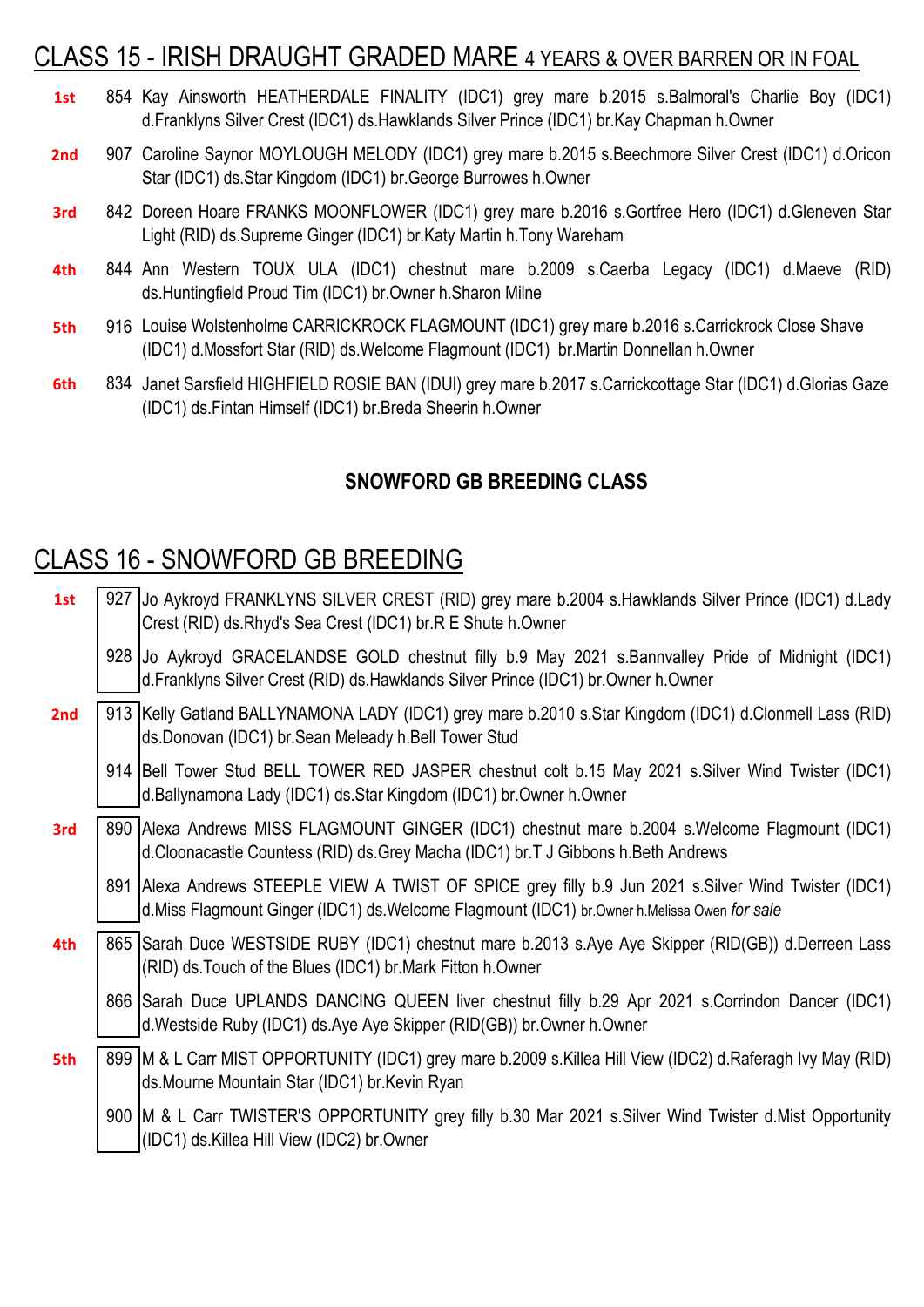## CLASS 15 - IRISH DRAUGHT GRADED MARE 4 YEARS & OVER BARREN OR IN FOAL

**1st** 854 Kay Ainsworth HEATHERDALE FINALITY (IDC1) grey mare b.2015 s.Balmoral's Charlie Boy (IDC1) d.Franklyns Silver Crest (IDC1) ds.Hawklands Silver Prince (IDC1) br.Kay Chapman h.Owner

**2nd** 907 Caroline Saynor MOYLOUGH MELODY (IDC1) grey mare b.2015 s.Beechmore Silver Crest (IDC1) d.Oricon Star (IDC1) ds.Star Kingdom (IDC1) br.George Burrowes h.Owner

**3rd** 842 Doreen Hoare FRANKS MOONFLOWER (IDC1) grey mare b.2016 s.Gortfree Hero (IDC1) d.Gleneven Star Light (RID) ds.Supreme Ginger (IDC1) br.Katy Martin h.Tony Wareham

**4th** 844 Ann Western TOUX ULA (IDC1) chestnut mare b.2009 s.Caerba Legacy (IDC1) d.Maeve (RID) ds.Huntingfield Proud Tim (IDC1) br.Owner h.Sharon Milne

**5th** 916 Louise Wolstenholme CARRICKROCK FLAGMOUNT (IDC1) grey mare b.2016 s.Carrickrock Close Shave (IDC1) d.Mossfort Star (RID) ds.Welcome Flagmount (IDC1) br.Martin Donnellan h.Owner

**6th** 834 Janet Sarsfield HIGHFIELD ROSIE BAN (IDUI) grey mare b.2017 s.Carrickcottage Star (IDC1) d.Glorias Gaze (IDC1) ds.Fintan Himself (IDC1) br.Breda Sheerin h.Owner

### SNOWFORD GB BREEDING CLASS

## CLASS 16 - SNOWFORD GB BREEDING

**1st**
927 Jo Aykroyd FRANKLYNS SILVER CREST (RID) grey mare b.2004 s.Hawklands Silver Prince (IDC1) d.Lady Crest (RID) ds.Rhyd's Sea Crest (IDC1) br.R E Shute h.Owner

928 Jo Aykroyd GRACELANDSE GOLD chestnut filly b.9 May 2021 s.Bannvalley Pride of Midnight (IDC1) d.Franklyns Silver Crest (RID) ds.Hawklands Silver Prince (IDC1) br.Owner h.Owner

**2nd**
913 Kelly Gatland BALLYNAMONA LADY (IDC1) grey mare b.2010 s.Star Kingdom (IDC1) d.Clonmell Lass (RID) ds.Donovan (IDC1) br.Sean Meleady h.Bell Tower Stud

914 Bell Tower Stud BELL TOWER RED JASPER chestnut colt b.15 May 2021 s.Silver Wind Twister (IDC1) d.Ballynamona Lady (IDC1) ds.Star Kingdom (IDC1) br.Owner h.Owner

**3rd**
890 Alexa Andrews MISS FLAGMOUNT GINGER (IDC1) chestnut mare b.2004 s.Welcome Flagmount (IDC1) d.Cloonacastle Countess (RID) ds.Grey Macha (IDC1) br.T J Gibbons h.Beth Andrews

891 Alexa Andrews STEEPLE VIEW A TWIST OF SPICE grey filly b.9 Jun 2021 s.Silver Wind Twister (IDC1) d.Miss Flagmount Ginger (IDC1) ds.Welcome Flagmount (IDC1) br.Owner h.Melissa Owen *for sale*

**4th**
865 Sarah Duce WESTSIDE RUBY (IDC1) chestnut mare b.2013 s.Aye Aye Skipper (RID(GB)) d.Derreen Lass (RID) ds.Touch of the Blues (IDC1) br.Mark Fitton h.Owner

866 Sarah Duce UPLANDS DANCING QUEEN liver chestnut filly b.29 Apr 2021 s.Corrindon Dancer (IDC1) d.Westside Ruby (IDC1) ds.Aye Aye Skipper (RID(GB)) br.Owner h.Owner

**5th**
899 M & L Carr MIST OPPORTUNITY (IDC1) grey mare b.2009 s.Killea Hill View (IDC2) d.Raferagh Ivy May (RID) ds.Mourne Mountain Star (IDC1) br.Kevin Ryan

900 M & L Carr TWISTER'S OPPORTUNITY grey filly b.30 Mar 2021 s.Silver Wind Twister d.Mist Opportunity (IDC1) ds.Killea Hill View (IDC2) br.Owner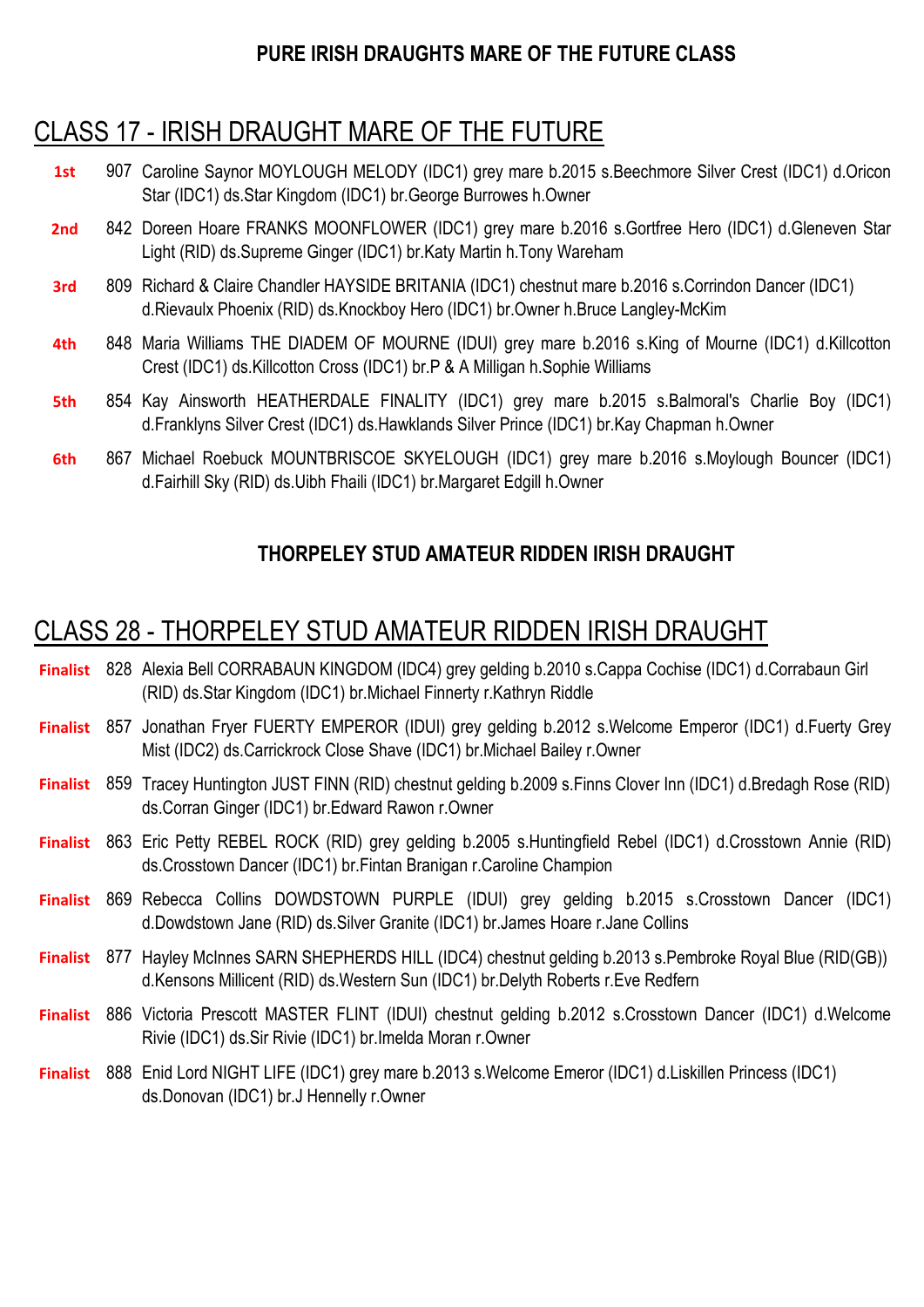**PURE IRISH DRAUGHTS MARE OF THE FUTURE CLASS**

## CLASS 17 - IRISH DRAUGHT MARE OF THE FUTURE

**1st** 907 Caroline Saynor MOYLOUGH MELODY (IDC1) grey mare b.2015 s.Beechmore Silver Crest (IDC1) d.Oricon Star (IDC1) ds.Star Kingdom (IDC1) br.George Burrowes h.Owner

**2nd** 842 Doreen Hoare FRANKS MOONFLOWER (IDC1) grey mare b.2016 s.Gortfree Hero (IDC1) d.Gleneven Star Light (RID) ds.Supreme Ginger (IDC1) br.Katy Martin h.Tony Wareham

**3rd** 809 Richard & Claire Chandler HAYSIDE BRITANIA (IDC1) chestnut mare b.2016 s.Corrindon Dancer (IDC1) d.Rievaulx Phoenix (RID) ds.Knockboy Hero (IDC1) br.Owner h.Bruce Langley-McKim

**4th** 848 Maria Williams THE DIADEM OF MOURNE (IDUI) grey mare b.2016 s.King of Mourne (IDC1) d.Killcotton Crest (IDC1) ds.Killcotton Cross (IDC1) br.P & A Milligan h.Sophie Williams

**5th** 854 Kay Ainsworth HEATHERDALE FINALITY (IDC1) grey mare b.2015 s.Balmoral's Charlie Boy (IDC1) d.Franklyns Silver Crest (IDC1) ds.Hawklands Silver Prince (IDC1) br.Kay Chapman h.Owner

**6th** 867 Michael Roebuck MOUNTBRISCOE SKYELOUGH (IDC1) grey mare b.2016 s.Moylough Bouncer (IDC1) d.Fairhill Sky (RID) ds.Uibh Fhaili (IDC1) br.Margaret Edgill h.Owner

**THORPELEY STUD AMATEUR RIDDEN IRISH DRAUGHT**

## CLASS 28 - THORPELEY STUD AMATEUR RIDDEN IRISH DRAUGHT

**Finalist** 828 Alexia Bell CORRABAUN KINGDOM (IDC4) grey gelding b.2010 s.Cappa Cochise (IDC1) d.Corrabaun Girl (RID) ds.Star Kingdom (IDC1) br.Michael Finnerty r.Kathryn Riddle

**Finalist** 857 Jonathan Fryer FUERTY EMPEROR (IDUI) grey gelding b.2012 s.Welcome Emperor (IDC1) d.Fuerty Grey Mist (IDC2) ds.Carrickrock Close Shave (IDC1) br.Michael Bailey r.Owner

**Finalist** 859 Tracey Huntington JUST FINN (RID) chestnut gelding b.2009 s.Finns Clover Inn (IDC1) d.Bredagh Rose (RID) ds.Corran Ginger (IDC1) br.Edward Rawon r.Owner

**Finalist** 863 Eric Petty REBEL ROCK (RID) grey gelding b.2005 s.Huntingfield Rebel (IDC1) d.Crosstown Annie (RID) ds.Crosstown Dancer (IDC1) br.Fintan Branigan r.Caroline Champion

**Finalist** 869 Rebecca Collins DOWDSTOWN PURPLE (IDUI) grey gelding b.2015 s.Crosstown Dancer (IDC1) d.Dowdstown Jane (RID) ds.Silver Granite (IDC1) br.James Hoare r.Jane Collins

**Finalist** 877 Hayley McInnes SARN SHEPHERDS HILL (IDC4) chestnut gelding b.2013 s.Pembroke Royal Blue (RID(GB)) d.Kensons Millicent (RID) ds.Western Sun (IDC1) br.Delyth Roberts r.Eve Redfern

**Finalist** 886 Victoria Prescott MASTER FLINT (IDUI) chestnut gelding b.2012 s.Crosstown Dancer (IDC1) d.Welcome Rivie (IDC1) ds.Sir Rivie (IDC1) br.Imelda Moran r.Owner

**Finalist** 888 Enid Lord NIGHT LIFE (IDC1) grey mare b.2013 s.Welcome Emeror (IDC1) d.Liskillen Princess (IDC1) ds.Donovan (IDC1) br.J Hennelly r.Owner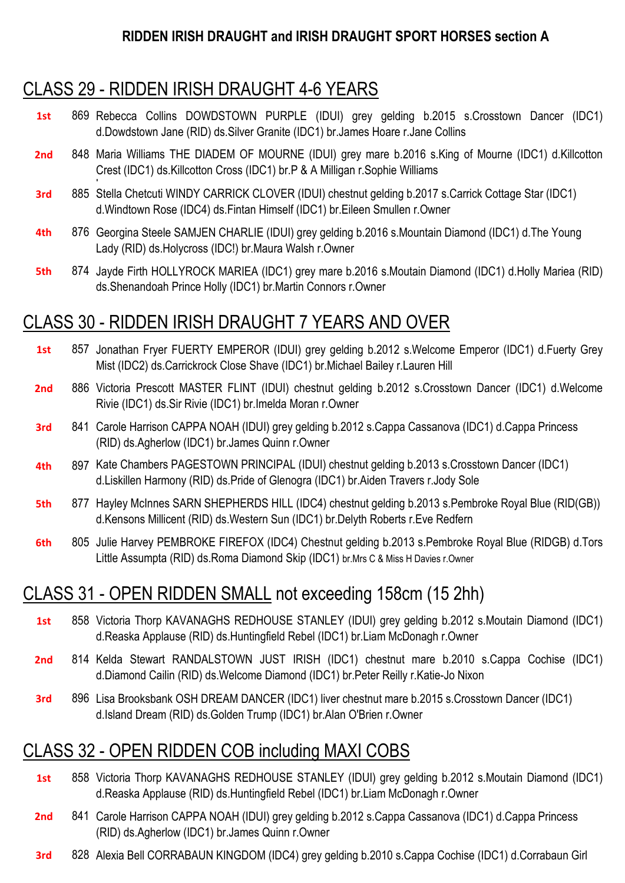**RIDDEN IRISH DRAUGHT and IRISH DRAUGHT SPORT HORSES section A**

## CLASS 29 - RIDDEN IRISH DRAUGHT 4-6 YEARS

**1st** 869 Rebecca Collins DOWDSTOWN PURPLE (IDUI) grey gelding b.2015 s.Crosstown Dancer (IDC1) d.Dowdstown Jane (RID) ds.Silver Granite (IDC1) br.James Hoare r.Jane Collins

**2nd** 848 Maria Williams THE DIADEM OF MOURNE (IDUI) grey mare b.2016 s.King of Mourne (IDC1) d.Killcotton Crest (IDC1) ds.Killcotton Cross (IDC1) br.P & A Milligan r.Sophie Williams

**3rd** 885 Stella Chetcuti WINDY CARRICK CLOVER (IDUI) chestnut gelding b.2017 s.Carrick Cottage Star (IDC1) d.Windtown Rose (IDC4) ds.Fintan Himself (IDC1) br.Eileen Smullen r.Owner

**4th** 876 Georgina Steele SAMJEN CHARLIE (IDUI) grey gelding b.2016 s.Mountain Diamond (IDC1) d.The Young Lady (RID) ds.Holycross (IDC!) br.Maura Walsh r.Owner

**5th** 874 Jayde Firth HOLLYROCK MARIEA (IDC1) grey mare b.2016 s.Moutain Diamond (IDC1) d.Holly Mariea (RID) ds.Shenandoah Prince Holly (IDC1) br.Martin Connors r.Owner

## CLASS 30 - RIDDEN IRISH DRAUGHT 7 YEARS AND OVER

**1st** 857 Jonathan Fryer FUERTY EMPEROR (IDUI) grey gelding b.2012 s.Welcome Emperor (IDC1) d.Fuerty Grey Mist (IDC2) ds.Carrickrock Close Shave (IDC1) br.Michael Bailey r.Lauren Hill

**2nd** 886 Victoria Prescott MASTER FLINT (IDUI) chestnut gelding b.2012 s.Crosstown Dancer (IDC1) d.Welcome Rivie (IDC1) ds.Sir Rivie (IDC1) br.Imelda Moran r.Owner

**3rd** 841 Carole Harrison CAPPA NOAH (IDUI) grey gelding b.2012 s.Cappa Cassanova (IDC1) d.Cappa Princess (RID) ds.Agherlow (IDC1) br.James Quinn r.Owner

**4th** 897 Kate Chambers PAGESTOWN PRINCIPAL (IDUI) chestnut gelding b.2013 s.Crosstown Dancer (IDC1) d.Liskillen Harmony (RID) ds.Pride of Glenogra (IDC1) br.Aiden Travers r.Jody Sole

**5th** 877 Hayley McInnes SARN SHEPHERDS HILL (IDC4) chestnut gelding b.2013 s.Pembroke Royal Blue (RID(GB)) d.Kensons Millicent (RID) ds.Western Sun (IDC1) br.Delyth Roberts r.Eve Redfern

**6th** 805 Julie Harvey PEMBROKE FIREFOX (IDC4) Chestnut gelding b.2013 s.Pembroke Royal Blue (RIDGB) d.Tors Little Assumpta (RID) ds.Roma Diamond Skip (IDC1) br.Mrs C & Miss H Davies r.Owner

## CLASS 31 - OPEN RIDDEN SMALL not exceeding 158cm (15 2hh)

**1st** 858 Victoria Thorp KAVANAGHS REDHOUSE STANLEY (IDUI) grey gelding b.2012 s.Moutain Diamond (IDC1) d.Reaska Applause (RID) ds.Huntingfield Rebel (IDC1) br.Liam McDonagh r.Owner

**2nd** 814 Kelda Stewart RANDALSTOWN JUST IRISH (IDC1) chestnut mare b.2010 s.Cappa Cochise (IDC1) d.Diamond Cailin (RID) ds.Welcome Diamond (IDC1) br.Peter Reilly r.Katie-Jo Nixon

**3rd** 896 Lisa Brooksbank OSH DREAM DANCER (IDC1) liver chestnut mare b.2015 s.Crosstown Dancer (IDC1) d.Island Dream (RID) ds.Golden Trump (IDC1) br.Alan O'Brien r.Owner

## CLASS 32 - OPEN RIDDEN COB including MAXI COBS

**1st** 858 Victoria Thorp KAVANAGHS REDHOUSE STANLEY (IDUI) grey gelding b.2012 s.Moutain Diamond (IDC1) d.Reaska Applause (RID) ds.Huntingfield Rebel (IDC1) br.Liam McDonagh r.Owner

**2nd** 841 Carole Harrison CAPPA NOAH (IDUI) grey gelding b.2012 s.Cappa Cassanova (IDC1) d.Cappa Princess (RID) ds.Agherlow (IDC1) br.James Quinn r.Owner

**3rd** 828 Alexia Bell CORRABAUN KINGDOM (IDC4) grey gelding b.2010 s.Cappa Cochise (IDC1) d.Corrabaun Girl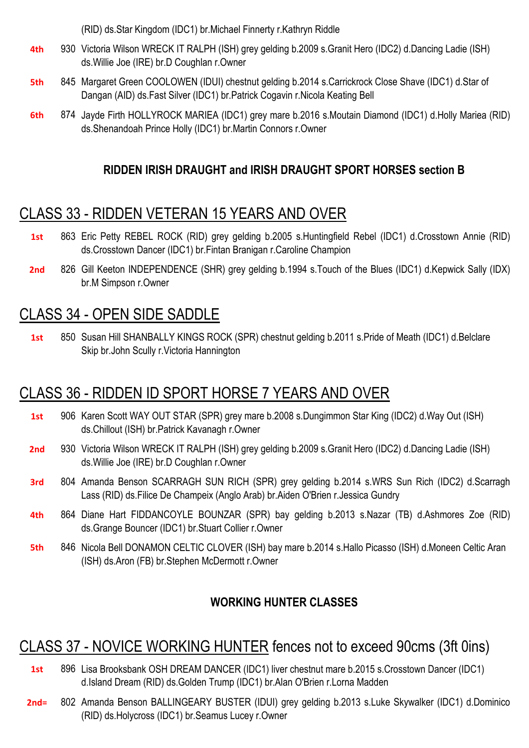(RID) ds.Star Kingdom (IDC1) br.Michael Finnerty r.Kathryn Riddle

**4th** 930 Victoria Wilson WRECK IT RALPH (ISH) grey gelding b.2009 s.Granit Hero (IDC2) d.Dancing Ladie (ISH) ds.Willie Joe (IRE) br.D Coughlan r.Owner

**5th** 845 Margaret Green COOLOWEN (IDUI) chestnut gelding b.2014 s.Carrickrock Close Shave (IDC1) d.Star of Dangan (AID) ds.Fast Silver (IDC1) br.Patrick Cogavin r.Nicola Keating Bell

**6th** 874 Jayde Firth HOLLYROCK MARIEA (IDC1) grey mare b.2016 s.Moutain Diamond (IDC1) d.Holly Mariea (RID) ds.Shenandoah Prince Holly (IDC1) br.Martin Connors r.Owner

**RIDDEN IRISH DRAUGHT and IRISH DRAUGHT SPORT HORSES section B**

## CLASS 33 - RIDDEN VETERAN 15 YEARS AND OVER

**1st** 863 Eric Petty REBEL ROCK (RID) grey gelding b.2005 s.Huntingfield Rebel (IDC1) d.Crosstown Annie (RID) ds.Crosstown Dancer (IDC1) br.Fintan Branigan r.Caroline Champion

**2nd** 826 Gill Keeton INDEPENDENCE (SHR) grey gelding b.1994 s.Touch of the Blues (IDC1) d.Kepwick Sally (IDX) br.M Simpson r.Owner

## CLASS 34 - OPEN SIDE SADDLE

**1st** 850 Susan Hill SHANBALLY KINGS ROCK (SPR) chestnut gelding b.2011 s.Pride of Meath (IDC1) d.Belclare Skip br.John Scully r.Victoria Hannington

## CLASS 36 - RIDDEN ID SPORT HORSE 7 YEARS AND OVER

**1st** 906 Karen Scott WAY OUT STAR (SPR) grey mare b.2008 s.Dungimmon Star King (IDC2) d.Way Out (ISH) ds.Chillout (ISH) br.Patrick Kavanagh r.Owner

**2nd** 930 Victoria Wilson WRECK IT RALPH (ISH) grey gelding b.2009 s.Granit Hero (IDC2) d.Dancing Ladie (ISH) ds.Willie Joe (IRE) br.D Coughlan r.Owner

**3rd** 804 Amanda Benson SCARRAGH SUN RICH (SPR) grey gelding b.2014 s.WRS Sun Rich (IDC2) d.Scarragh Lass (RID) ds.Filice De Champeix (Anglo Arab) br.Aiden O'Brien r.Jessica Gundry

**4th** 864 Diane Hart FIDDANCOYLE BOUNZAR (SPR) bay gelding b.2013 s.Nazar (TB) d.Ashmores Zoe (RID) ds.Grange Bouncer (IDC1) br.Stuart Collier r.Owner

**5th** 846 Nicola Bell DONAMON CELTIC CLOVER (ISH) bay mare b.2014 s.Hallo Picasso (ISH) d.Moneen Celtic Aran (ISH) ds.Aron (FB) br.Stephen McDermott r.Owner

**WORKING HUNTER CLASSES**

## CLASS 37 - NOVICE WORKING HUNTER fences not to exceed 90cms (3ft 0ins)

**1st** 896 Lisa Brooksbank OSH DREAM DANCER (IDC1) liver chestnut mare b.2015 s.Crosstown Dancer (IDC1) d.Island Dream (RID) ds.Golden Trump (IDC1) br.Alan O'Brien r.Lorna Madden

**2nd=** 802 Amanda Benson BALLINGEARY BUSTER (IDUI) grey gelding b.2013 s.Luke Skywalker (IDC1) d.Dominico (RID) ds.Holycross (IDC1) br.Seamus Lucey r.Owner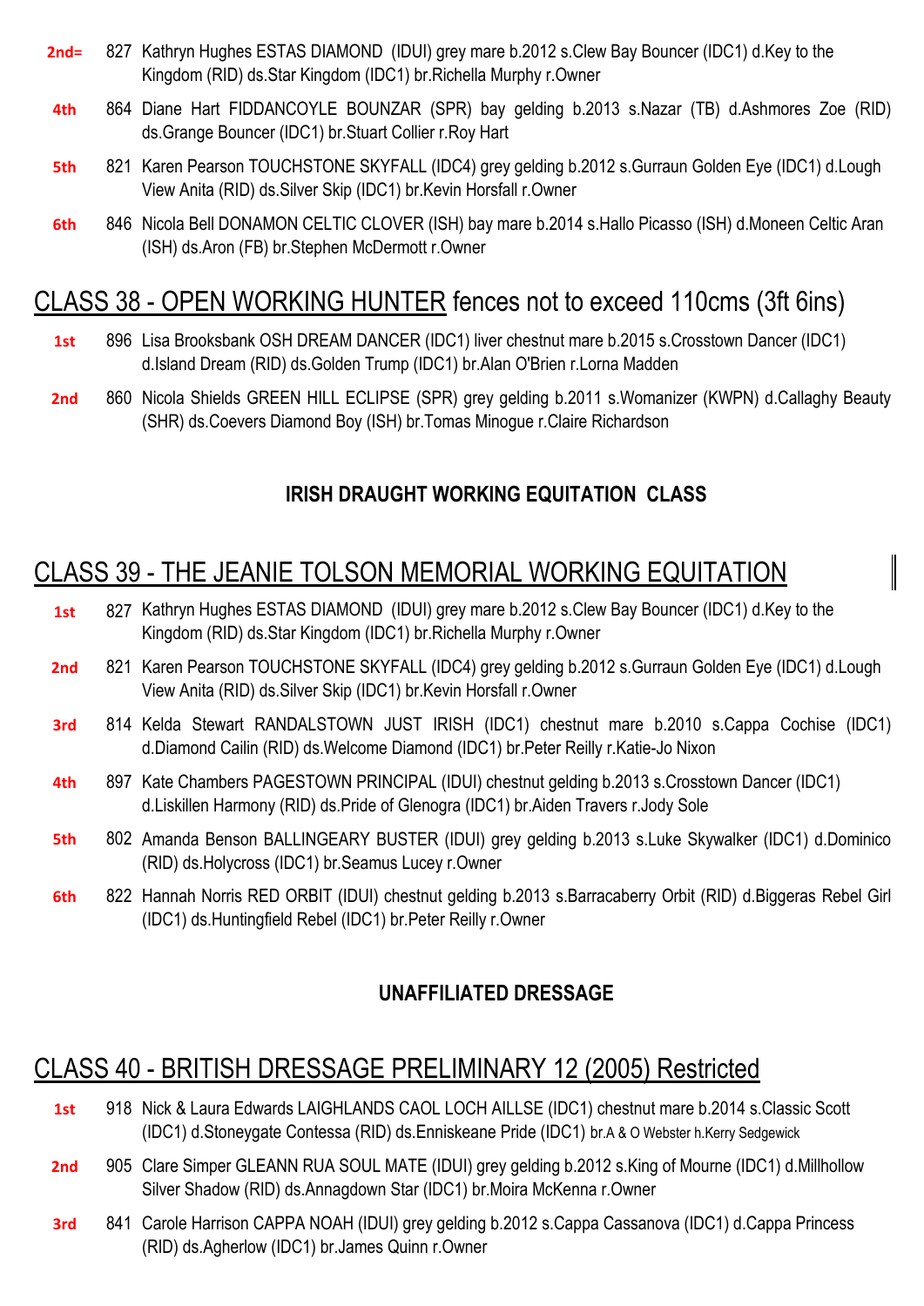**2nd=** 827 Kathryn Hughes ESTAS DIAMOND (IDUI) grey mare b.2012 s.Clew Bay Bouncer (IDC1) d.Key to the Kingdom (RID) ds.Star Kingdom (IDC1) br.Richella Murphy r.Owner

**4th** 864 Diane Hart FIDDANCOYLE BOUNZAR (SPR) bay gelding b.2013 s.Nazar (TB) d.Ashmores Zoe (RID) ds.Grange Bouncer (IDC1) br.Stuart Collier r.Roy Hart

**5th** 821 Karen Pearson TOUCHSTONE SKYFALL (IDC4) grey gelding b.2012 s.Gurraun Golden Eye (IDC1) d.Lough View Anita (RID) ds.Silver Skip (IDC1) br.Kevin Horsfall r.Owner

**6th** 846 Nicola Bell DONAMON CELTIC CLOVER (ISH) bay mare b.2014 s.Hallo Picasso (ISH) d.Moneen Celtic Aran (ISH) ds.Aron (FB) br.Stephen McDermott r.Owner

## CLASS 38 - OPEN WORKING HUNTER fences not to exceed 110cms (3ft 6ins)

**1st** 896 Lisa Brooksbank OSH DREAM DANCER (IDC1) liver chestnut mare b.2015 s.Crosstown Dancer (IDC1) d.Island Dream (RID) ds.Golden Trump (IDC1) br.Alan O'Brien r.Lorna Madden

**2nd** 860 Nicola Shields GREEN HILL ECLIPSE (SPR) grey gelding b.2011 s.Womanizer (KWPN) d.Callaghy Beauty (SHR) ds.Coevers Diamond Boy (ISH) br.Tomas Minogue r.Claire Richardson

### IRISH DRAUGHT WORKING EQUITATION CLASS

## CLASS 39 - THE JEANIE TOLSON MEMORIAL WORKING EQUITATION

**1st** 827 Kathryn Hughes ESTAS DIAMOND (IDUI) grey mare b.2012 s.Clew Bay Bouncer (IDC1) d.Key to the Kingdom (RID) ds.Star Kingdom (IDC1) br.Richella Murphy r.Owner

**2nd** 821 Karen Pearson TOUCHSTONE SKYFALL (IDC4) grey gelding b.2012 s.Gurraun Golden Eye (IDC1) d.Lough View Anita (RID) ds.Silver Skip (IDC1) br.Kevin Horsfall r.Owner

**3rd** 814 Kelda Stewart RANDALSTOWN JUST IRISH (IDC1) chestnut mare b.2010 s.Cappa Cochise (IDC1) d.Diamond Cailin (RID) ds.Welcome Diamond (IDC1) br.Peter Reilly r.Katie-Jo Nixon

**4th** 897 Kate Chambers PAGESTOWN PRINCIPAL (IDUI) chestnut gelding b.2013 s.Crosstown Dancer (IDC1) d.Liskillen Harmony (RID) ds.Pride of Glenogra (IDC1) br.Aiden Travers r.Jody Sole

**5th** 802 Amanda Benson BALLINGEARY BUSTER (IDUI) grey gelding b.2013 s.Luke Skywalker (IDC1) d.Dominico (RID) ds.Holycross (IDC1) br.Seamus Lucey r.Owner

**6th** 822 Hannah Norris RED ORBIT (IDUI) chestnut gelding b.2013 s.Barracaberry Orbit (RID) d.Biggeras Rebel Girl (IDC1) ds.Huntingfield Rebel (IDC1) br.Peter Reilly r.Owner

### UNAFFILIATED DRESSAGE

## CLASS 40 - BRITISH DRESSAGE PRELIMINARY 12 (2005) Restricted

**1st** 918 Nick & Laura Edwards LAIGHLANDS CAOL LOCH AILLSE (IDC1) chestnut mare b.2014 s.Classic Scott (IDC1) d.Stoneygate Contessa (RID) ds.Enniskeane Pride (IDC1) br.A & O Webster h.Kerry Sedgewick

**2nd** 905 Clare Simper GLEANN RUA SOUL MATE (IDUI) grey gelding b.2012 s.King of Mourne (IDC1) d.Millhollow Silver Shadow (RID) ds.Annagdown Star (IDC1) br.Moira McKenna r.Owner

**3rd** 841 Carole Harrison CAPPA NOAH (IDUI) grey gelding b.2012 s.Cappa Cassanova (IDC1) d.Cappa Princess (RID) ds.Agherlow (IDC1) br.James Quinn r.Owner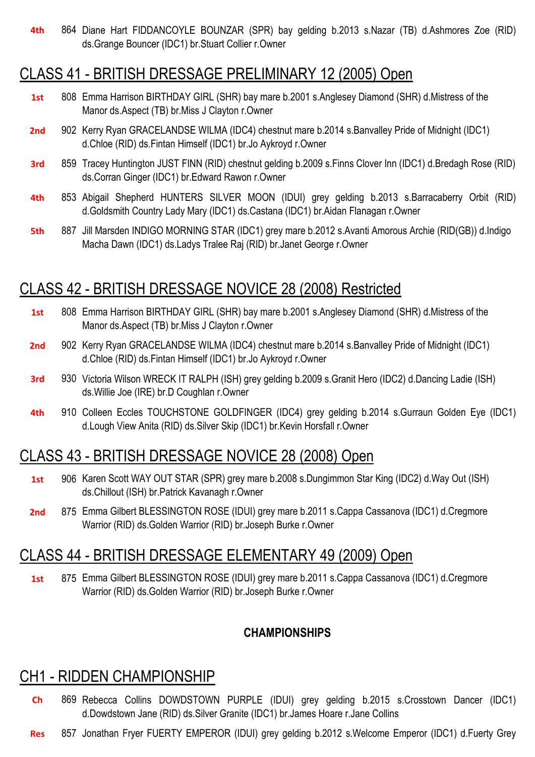**4th** 864 Diane Hart FIDDANCOYLE BOUNZAR (SPR) bay gelding b.2013 s.Nazar (TB) d.Ashmores Zoe (RID) ds.Grange Bouncer (IDC1) br.Stuart Collier r.Owner

## CLASS 41 - BRITISH DRESSAGE PRELIMINARY 12 (2005) Open

**1st** 808 Emma Harrison BIRTHDAY GIRL (SHR) bay mare b.2001 s.Anglesey Diamond (SHR) d.Mistress of the Manor ds.Aspect (TB) br.Miss J Clayton r.Owner

**2nd** 902 Kerry Ryan GRACELANDSE WILMA (IDC4) chestnut mare b.2014 s.Banvalley Pride of Midnight (IDC1) d.Chloe (RID) ds.Fintan Himself (IDC1) br.Jo Aykroyd r.Owner

**3rd** 859 Tracey Huntington JUST FINN (RID) chestnut gelding b.2009 s.Finns Clover Inn (IDC1) d.Bredagh Rose (RID) ds.Corran Ginger (IDC1) br.Edward Rawon r.Owner

**4th** 853 Abigail Shepherd HUNTERS SILVER MOON (IDUI) grey gelding b.2013 s.Barracaberry Orbit (RID) d.Goldsmith Country Lady Mary (IDC1) ds.Castana (IDC1) br.Aidan Flanagan r.Owner

**5th** 887 Jill Marsden INDIGO MORNING STAR (IDC1) grey mare b.2012 s.Avanti Amorous Archie (RID(GB)) d.Indigo Macha Dawn (IDC1) ds.Ladys Tralee Raj (RID) br.Janet George r.Owner

## CLASS 42 - BRITISH DRESSAGE NOVICE 28 (2008) Restricted

**1st** 808 Emma Harrison BIRTHDAY GIRL (SHR) bay mare b.2001 s.Anglesey Diamond (SHR) d.Mistress of the Manor ds.Aspect (TB) br.Miss J Clayton r.Owner

**2nd** 902 Kerry Ryan GRACELANDSE WILMA (IDC4) chestnut mare b.2014 s.Banvalley Pride of Midnight (IDC1) d.Chloe (RID) ds.Fintan Himself (IDC1) br.Jo Aykroyd r.Owner

**3rd** 930 Victoria Wilson WRECK IT RALPH (ISH) grey gelding b.2009 s.Granit Hero (IDC2) d.Dancing Ladie (ISH) ds.Willie Joe (IRE) br.D Coughlan r.Owner

**4th** 910 Colleen Eccles TOUCHSTONE GOLDFINGER (IDC4) grey gelding b.2014 s.Gurraun Golden Eye (IDC1) d.Lough View Anita (RID) ds.Silver Skip (IDC1) br.Kevin Horsfall r.Owner

## CLASS 43 - BRITISH DRESSAGE NOVICE 28 (2008) Open

**1st** 906 Karen Scott WAY OUT STAR (SPR) grey mare b.2008 s.Dungimmon Star King (IDC2) d.Way Out (ISH) ds.Chillout (ISH) br.Patrick Kavanagh r.Owner

**2nd** 875 Emma Gilbert BLESSINGTON ROSE (IDUI) grey mare b.2011 s.Cappa Cassanova (IDC1) d.Cregmore Warrior (RID) ds.Golden Warrior (RID) br.Joseph Burke r.Owner

## CLASS 44 - BRITISH DRESSAGE ELEMENTARY 49 (2009) Open

**1st** 875 Emma Gilbert BLESSINGTON ROSE (IDUI) grey mare b.2011 s.Cappa Cassanova (IDC1) d.Cregmore Warrior (RID) ds.Golden Warrior (RID) br.Joseph Burke r.Owner

### CHAMPIONSHIPS

## CH1 - RIDDEN CHAMPIONSHIP

**Ch** 869 Rebecca Collins DOWDSTOWN PURPLE (IDUI) grey gelding b.2015 s.Crosstown Dancer (IDC1) d.Dowdstown Jane (RID) ds.Silver Granite (IDC1) br.James Hoare r.Jane Collins

**Res** 857 Jonathan Fryer FUERTY EMPEROR (IDUI) grey gelding b.2012 s.Welcome Emperor (IDC1) d.Fuerty Grey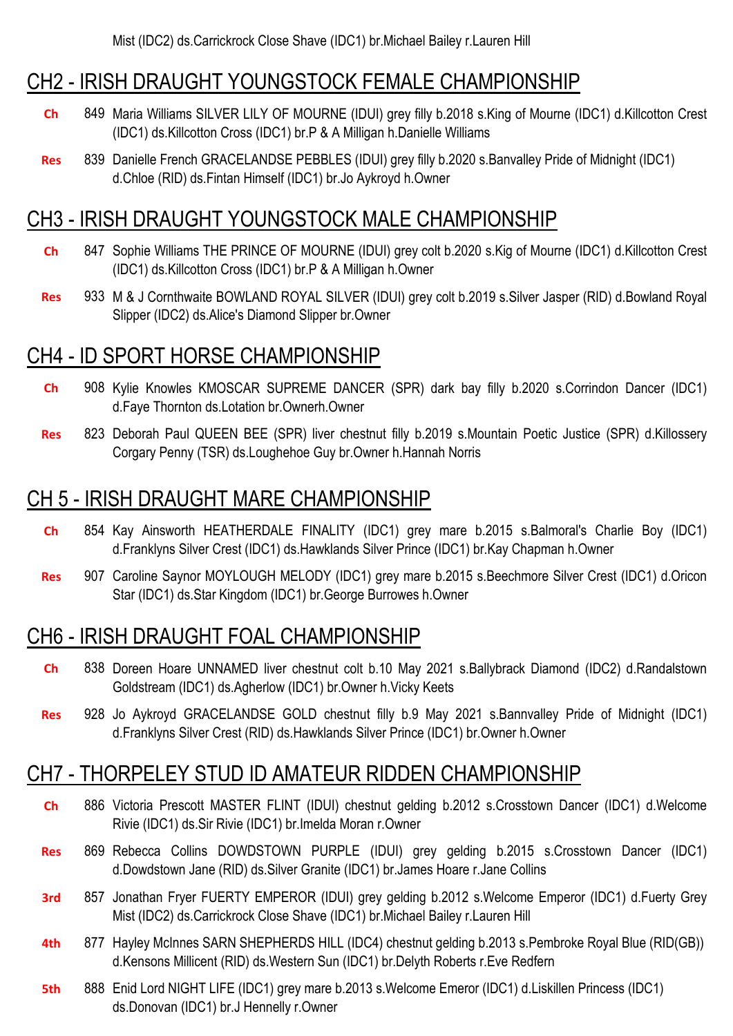Mist (IDC2) ds.Carrickrock Close Shave (IDC1) br.Michael Bailey r.Lauren Hill

## CH2 - IRISH DRAUGHT YOUNGSTOCK FEMALE CHAMPIONSHIP

- **Ch** 849 Maria Williams SILVER LILY OF MOURNE (IDUI) grey filly b.2018 s.King of Mourne (IDC1) d.Killcotton Crest (IDC1) ds.Killcotton Cross (IDC1) br.P & A Milligan h.Danielle Williams
- **Res** 839 Danielle French GRACELANDSE PEBBLES (IDUI) grey filly b.2020 s.Banvalley Pride of Midnight (IDC1) d.Chloe (RID) ds.Fintan Himself (IDC1) br.Jo Aykroyd h.Owner

## CH3 - IRISH DRAUGHT YOUNGSTOCK MALE CHAMPIONSHIP

- **Ch** 847 Sophie Williams THE PRINCE OF MOURNE (IDUI) grey colt b.2020 s.Kig of Mourne (IDC1) d.Killcotton Crest (IDC1) ds.Killcotton Cross (IDC1) br.P & A Milligan h.Owner
- **Res** 933 M & J Cornthwaite BOWLAND ROYAL SILVER (IDUI) grey colt b.2019 s.Silver Jasper (RID) d.Bowland Royal Slipper (IDC2) ds.Alice's Diamond Slipper br.Owner

## CH4 - ID SPORT HORSE CHAMPIONSHIP

- **Ch** 908 Kylie Knowles KMOSCAR SUPREME DANCER (SPR) dark bay filly b.2020 s.Corrindon Dancer (IDC1) d.Faye Thornton ds.Lotation br.Ownerh.Owner
- **Res** 823 Deborah Paul QUEEN BEE (SPR) liver chestnut filly b.2019 s.Mountain Poetic Justice (SPR) d.Killossery Corgary Penny (TSR) ds.Loughehoe Guy br.Owner h.Hannah Norris

## CH 5 - IRISH DRAUGHT MARE CHAMPIONSHIP

- **Ch** 854 Kay Ainsworth HEATHERDALE FINALITY (IDC1) grey mare b.2015 s.Balmoral's Charlie Boy (IDC1) d.Franklyns Silver Crest (IDC1) ds.Hawklands Silver Prince (IDC1) br.Kay Chapman h.Owner
- **Res** 907 Caroline Saynor MOYLOUGH MELODY (IDC1) grey mare b.2015 s.Beechmore Silver Crest (IDC1) d.Oricon Star (IDC1) ds.Star Kingdom (IDC1) br.George Burrowes h.Owner

## CH6 - IRISH DRAUGHT FOAL CHAMPIONSHIP

- **Ch** 838 Doreen Hoare UNNAMED liver chestnut colt b.10 May 2021 s.Ballybrack Diamond (IDC2) d.Randalstown Goldstream (IDC1) ds.Agherlow (IDC1) br.Owner h.Vicky Keets
- **Res** 928 Jo Aykroyd GRACELANDSE GOLD chestnut filly b.9 May 2021 s.Bannvalley Pride of Midnight (IDC1) d.Franklyns Silver Crest (RID) ds.Hawklands Silver Prince (IDC1) br.Owner h.Owner

## CH7 - THORPELEY STUD ID AMATEUR RIDDEN CHAMPIONSHIP

- **Ch** 886 Victoria Prescott MASTER FLINT (IDUI) chestnut gelding b.2012 s.Crosstown Dancer (IDC1) d.Welcome Rivie (IDC1) ds.Sir Rivie (IDC1) br.Imelda Moran r.Owner
- **Res** 869 Rebecca Collins DOWDSTOWN PURPLE (IDUI) grey gelding b.2015 s.Crosstown Dancer (IDC1) d.Dowdstown Jane (RID) ds.Silver Granite (IDC1) br.James Hoare r.Jane Collins
- **3rd** 857 Jonathan Fryer FUERTY EMPEROR (IDUI) grey gelding b.2012 s.Welcome Emperor (IDC1) d.Fuerty Grey Mist (IDC2) ds.Carrickrock Close Shave (IDC1) br.Michael Bailey r.Lauren Hill
- **4th** 877 Hayley McInnes SARN SHEPHERDS HILL (IDC4) chestnut gelding b.2013 s.Pembroke Royal Blue (RID(GB)) d.Kensons Millicent (RID) ds.Western Sun (IDC1) br.Delyth Roberts r.Eve Redfern
- **5th** 888 Enid Lord NIGHT LIFE (IDC1) grey mare b.2013 s.Welcome Emeror (IDC1) d.Liskillen Princess (IDC1) ds.Donovan (IDC1) br.J Hennelly r.Owner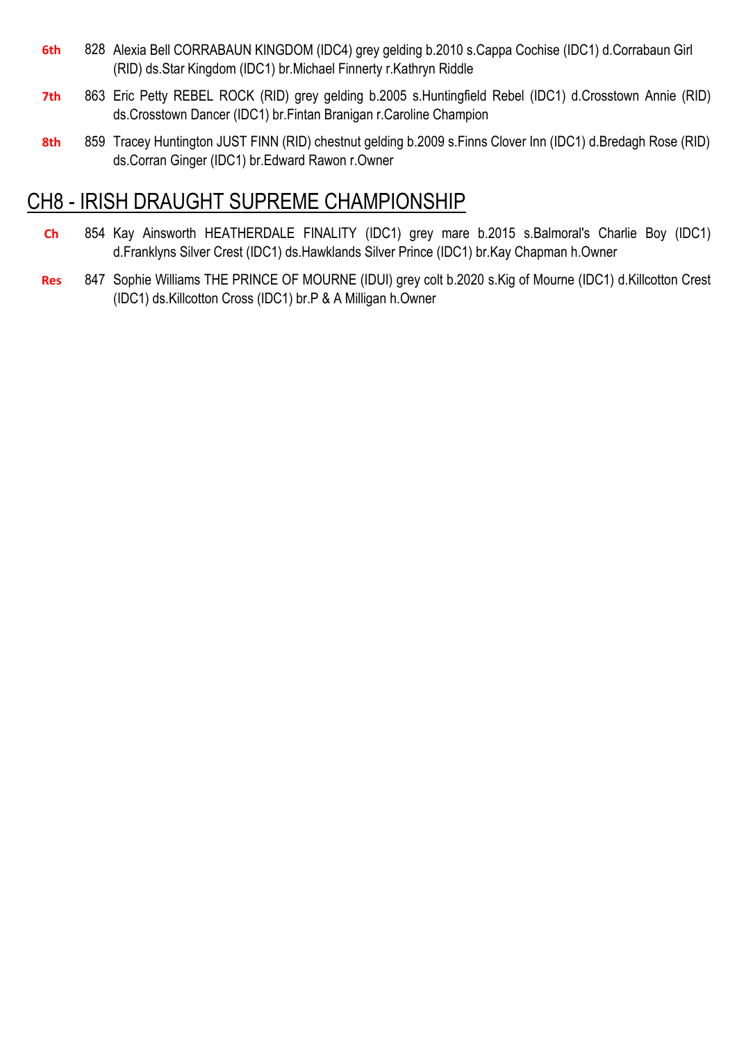**6th** 828 Alexia Bell CORRABAUN KINGDOM (IDC4) grey gelding b.2010 s.Cappa Cochise (IDC1) d.Corrabaun Girl (RID) ds.Star Kingdom (IDC1) br.Michael Finnerty r.Kathryn Riddle

**7th** 863 Eric Petty REBEL ROCK (RID) grey gelding b.2005 s.Huntingfield Rebel (IDC1) d.Crosstown Annie (RID) ds.Crosstown Dancer (IDC1) br.Fintan Branigan r.Caroline Champion

**8th** 859 Tracey Huntington JUST FINN (RID) chestnut gelding b.2009 s.Finns Clover Inn (IDC1) d.Bredagh Rose (RID) ds.Corran Ginger (IDC1) br.Edward Rawon r.Owner

## CH8 - IRISH DRAUGHT SUPREME CHAMPIONSHIP

**Ch** 854 Kay Ainsworth HEATHERDALE FINALITY (IDC1) grey mare b.2015 s.Balmoral's Charlie Boy (IDC1) d.Franklyns Silver Crest (IDC1) ds.Hawklands Silver Prince (IDC1) br.Kay Chapman h.Owner

**Res** 847 Sophie Williams THE PRINCE OF MOURNE (IDUI) grey colt b.2020 s.Kig of Mourne (IDC1) d.Killcotton Crest (IDC1) ds.Killcotton Cross (IDC1) br.P & A Milligan h.Owner